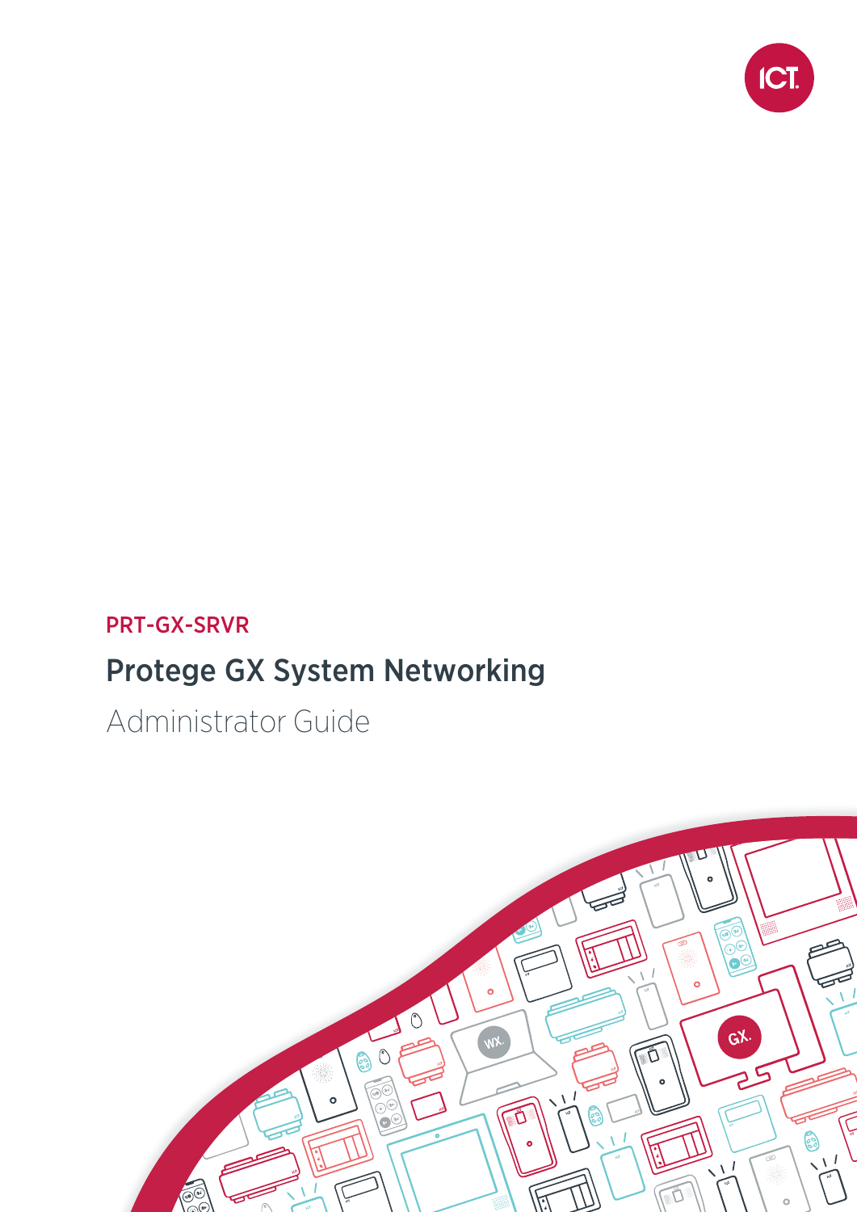PRT-GX-SRVR

# Protege GX System Networking

Administrator Guide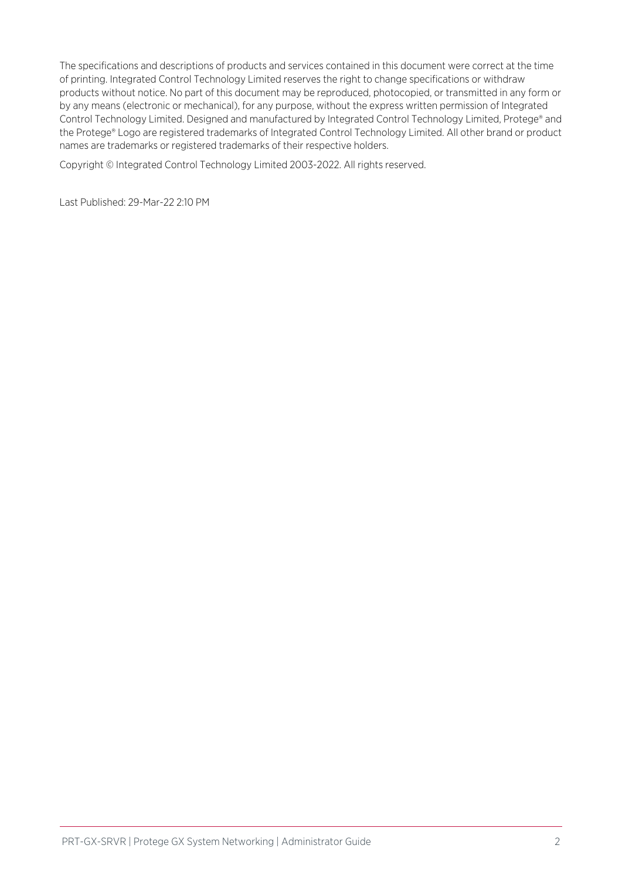The specifications and descriptions of products and services contained in this document were correct at the time of printing. Integrated Control Technology Limited reserves the right to change specifications or withdraw products without notice. No part of this document may be reproduced, photocopied, or transmitted in any form or by any means (electronic or mechanical), for any purpose, without the express written permission of Integrated Control Technology Limited. Designed and manufactured by Integrated Control Technology Limited, Protege® and the Protege® Logo are registered trademarks of Integrated Control Technology Limited. All other brand or product names are trademarks or registered trademarks of their respective holders.

Copyright © Integrated Control Technology Limited 2003-2022. All rights reserved.

Last Published: 29-Mar-22 2:10 PM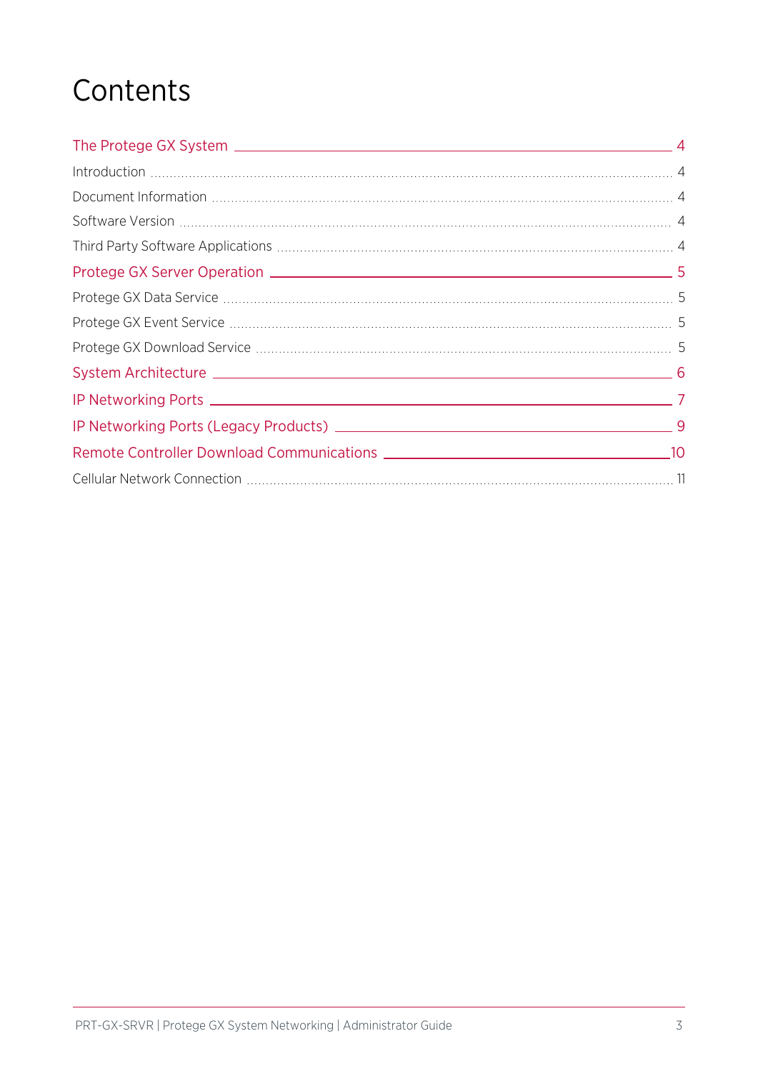# Contents

[The Protege GX System](#) 4

Introduction 4

Document Information 4

Software Version 4

Third Party Software Applications 4

[Protege GX Server Operation](#) 5

Protege GX Data Service 5

Protege GX Event Service 5

Protege GX Download Service 5

[System Architecture](#) 6

[IP Networking Ports](#) 7

[IP Networking Ports (Legacy Products)](#) 9

[Remote Controller Download Communications](#) 10

Cellular Network Connection 11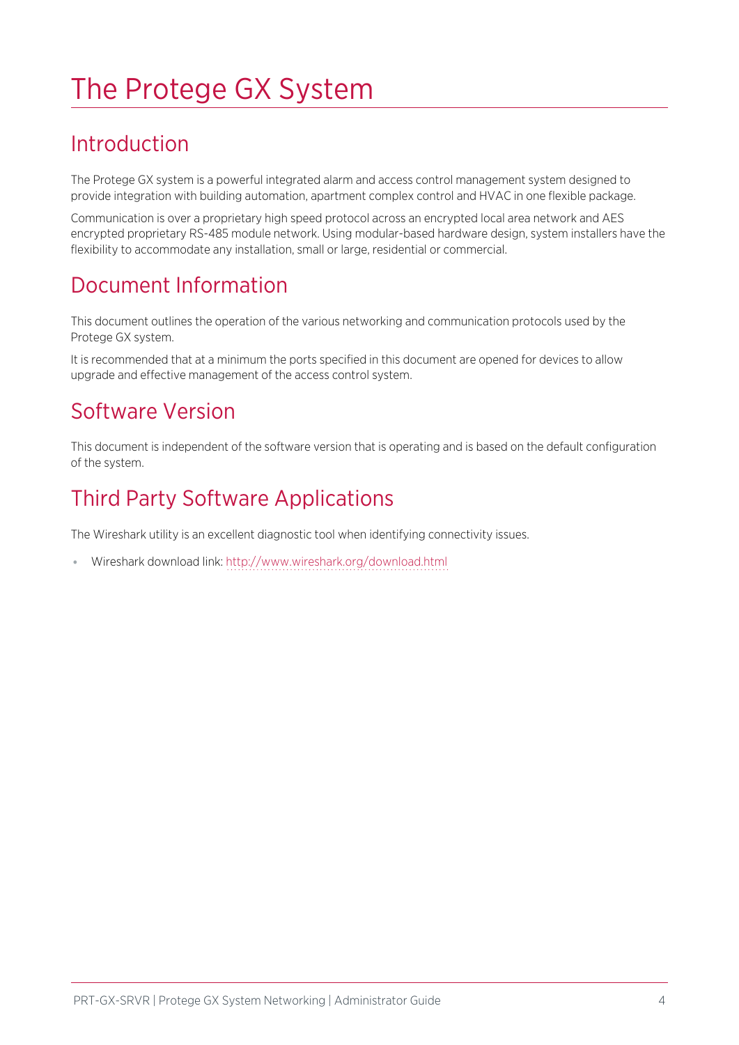# The Protege GX System

## Introduction

The Protege GX system is a powerful integrated alarm and access control management system designed to provide integration with building automation, apartment complex control and HVAC in one flexible package.

Communication is over a proprietary high speed protocol across an encrypted local area network and AES encrypted proprietary RS-485 module network. Using modular-based hardware design, system installers have the flexibility to accommodate any installation, small or large, residential or commercial.

## Document Information

This document outlines the operation of the various networking and communication protocols used by the Protege GX system.

It is recommended that at a minimum the ports specified in this document are opened for devices to allow upgrade and effective management of the access control system.

## Software Version

This document is independent of the software version that is operating and is based on the default configuration of the system.

## Third Party Software Applications

The Wireshark utility is an excellent diagnostic tool when identifying connectivity issues.

- Wireshark download link: http://www.wireshark.org/download.html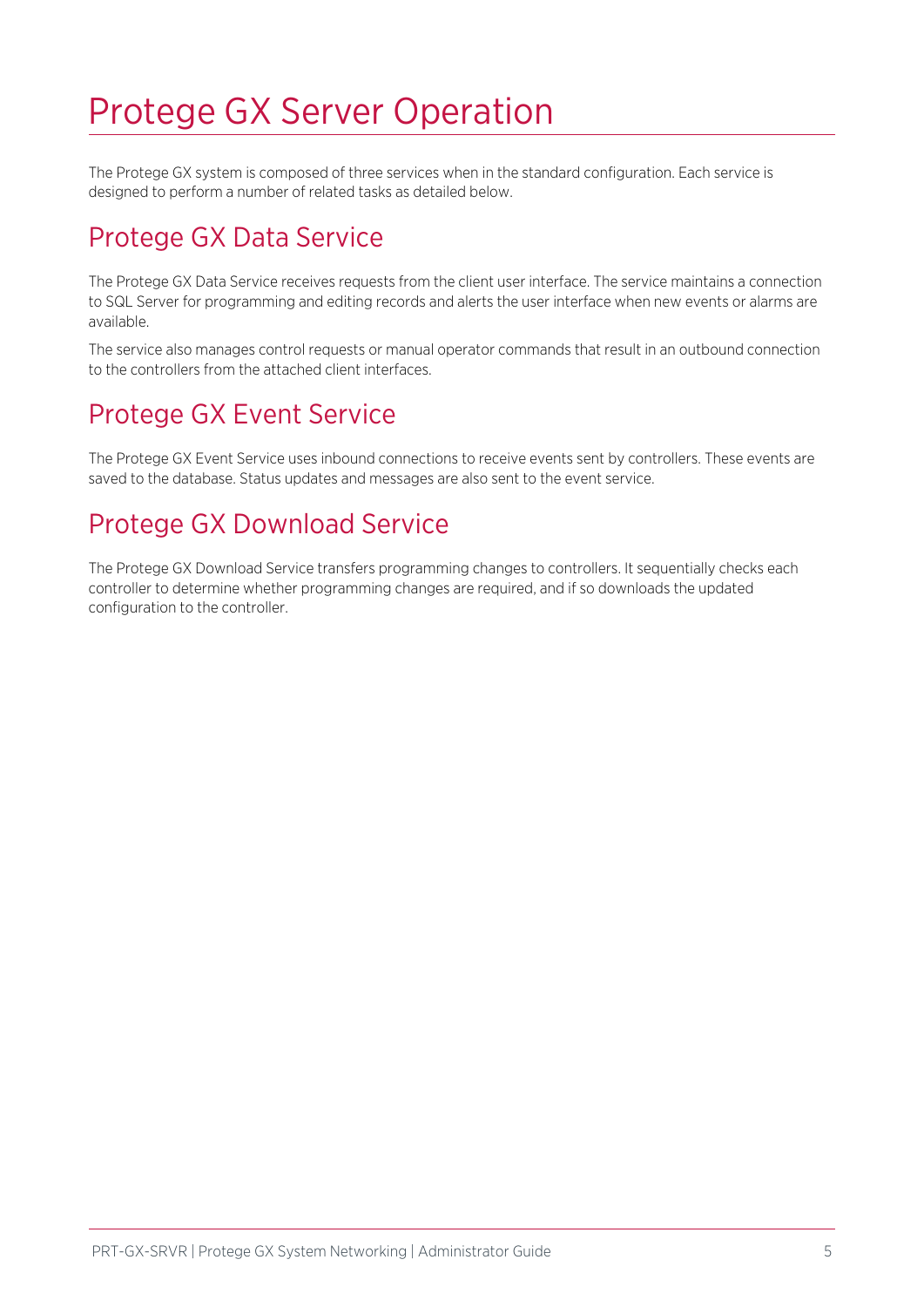# Protege GX Server Operation

The Protege GX system is composed of three services when in the standard configuration. Each service is designed to perform a number of related tasks as detailed below.

## Protege GX Data Service

The Protege GX Data Service receives requests from the client user interface. The service maintains a connection to SQL Server for programming and editing records and alerts the user interface when new events or alarms are available.

The service also manages control requests or manual operator commands that result in an outbound connection to the controllers from the attached client interfaces.

## Protege GX Event Service

The Protege GX Event Service uses inbound connections to receive events sent by controllers. These events are saved to the database. Status updates and messages are also sent to the event service.

## Protege GX Download Service

The Protege GX Download Service transfers programming changes to controllers. It sequentially checks each controller to determine whether programming changes are required, and if so downloads the updated configuration to the controller.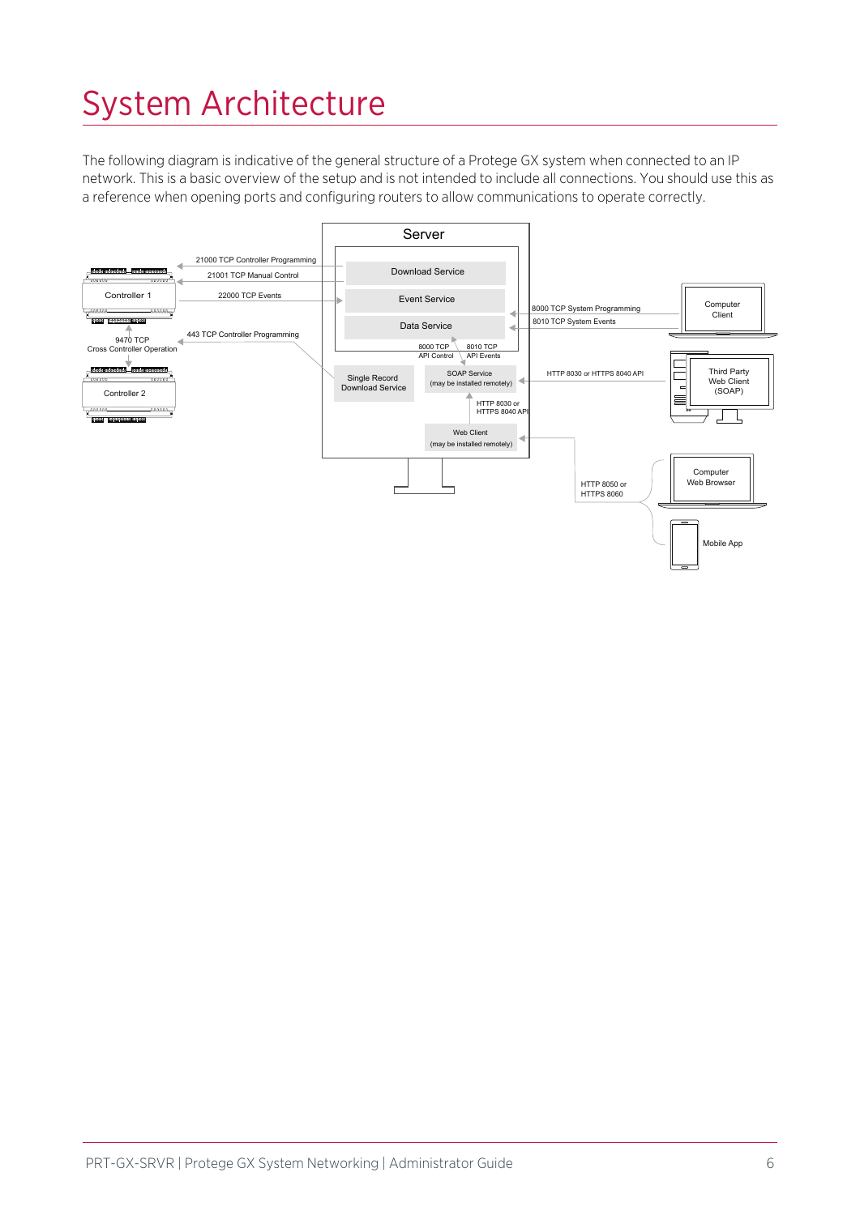# System Architecture

The following diagram is indicative of the general structure of a Protege GX system when connected to an IP network. This is a basic overview of the setup and is not intended to include all connections. You should use this as a reference when opening ports and configuring routers to allow communications to operate correctly.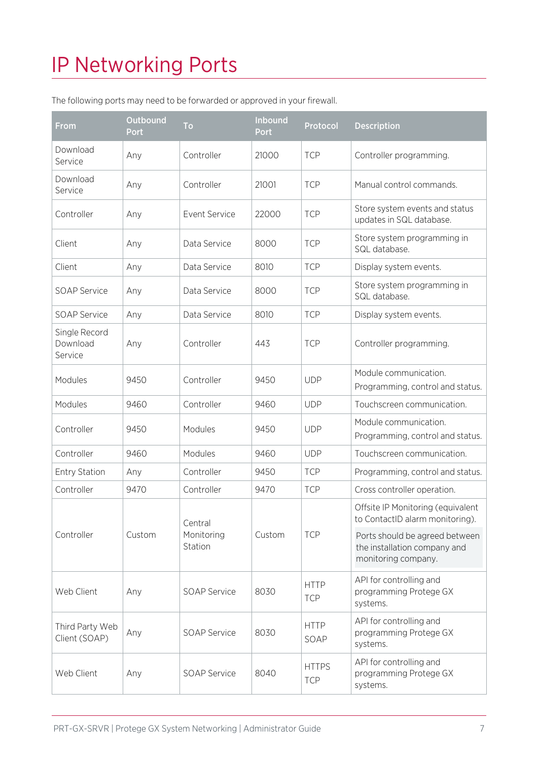# IP Networking Ports

The following ports may need to be forwarded or approved in your firewall.

| From | Outbound Port | To | Inbound Port | Protocol | Description |
|---|---|---|---|---|---|
| Download Service | Any | Controller | 21000 | TCP | Controller programming. |
| Download Service | Any | Controller | 21001 | TCP | Manual control commands. |
| Controller | Any | Event Service | 22000 | TCP | Store system events and status updates in SQL database. |
| Client | Any | Data Service | 8000 | TCP | Store system programming in SQL database. |
| Client | Any | Data Service | 8010 | TCP | Display system events. |
| SOAP Service | Any | Data Service | 8000 | TCP | Store system programming in SQL database. |
| SOAP Service | Any | Data Service | 8010 | TCP | Display system events. |
| Single Record Download Service | Any | Controller | 443 | TCP | Controller programming. |
| Modules | 9450 | Controller | 9450 | UDP | Module communication. Programming, control and status. |
| Modules | 9460 | Controller | 9460 | UDP | Touchscreen communication. |
| Controller | 9450 | Modules | 9450 | UDP | Module communication. Programming, control and status. |
| Controller | 9460 | Modules | 9460 | UDP | Touchscreen communication. |
| Entry Station | Any | Controller | 9450 | TCP | Programming, control and status. |
| Controller | 9470 | Controller | 9470 | TCP | Cross controller operation. |
| Controller | Custom | Central Monitoring Station | Custom | TCP | Offsite IP Monitoring (equivalent to ContactID alarm monitoring). Ports should be agreed between the installation company and monitoring company. |
| Web Client | Any | SOAP Service | 8030 | HTTP TCP | API for controlling and programming Protege GX systems. |
| Third Party Web Client (SOAP) | Any | SOAP Service | 8030 | HTTP SOAP | API for controlling and programming Protege GX systems. |
| Web Client | Any | SOAP Service | 8040 | HTTPS TCP | API for controlling and programming Protege GX systems. |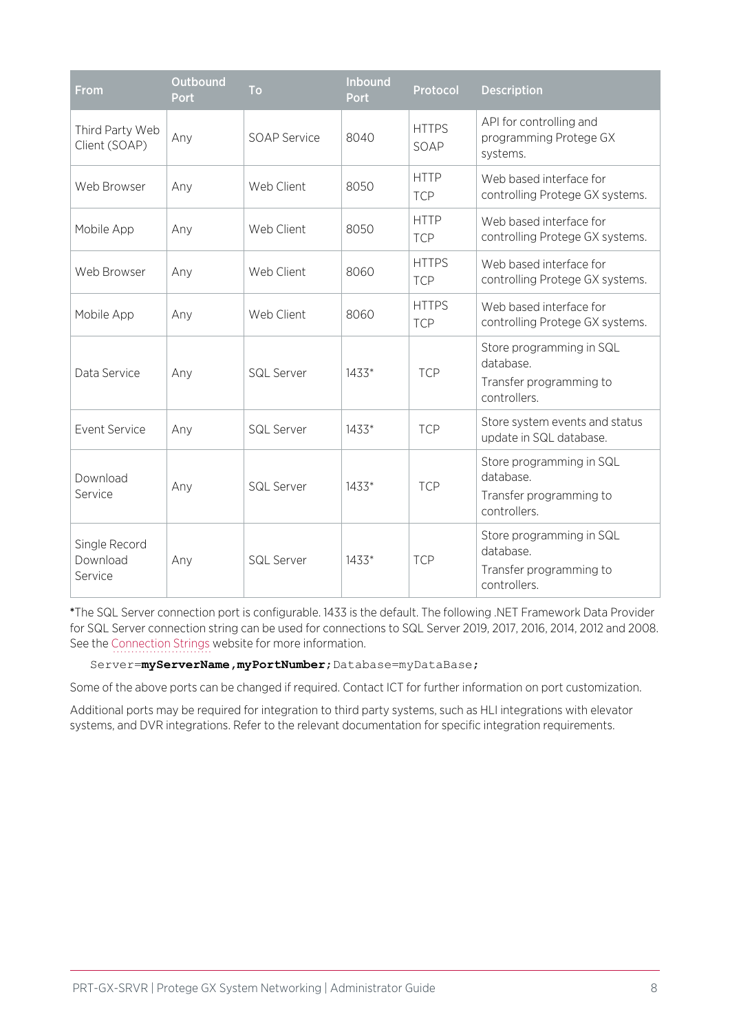| From | Outbound Port | To | Inbound Port | Protocol | Description |
|---|---|---|---|---|---|
| Third Party Web Client (SOAP) | Any | SOAP Service | 8040 | HTTPS SOAP | API for controlling and programming Protege GX systems. |
| Web Browser | Any | Web Client | 8050 | HTTP TCP | Web based interface for controlling Protege GX systems. |
| Mobile App | Any | Web Client | 8050 | HTTP TCP | Web based interface for controlling Protege GX systems. |
| Web Browser | Any | Web Client | 8060 | HTTPS TCP | Web based interface for controlling Protege GX systems. |
| Mobile App | Any | Web Client | 8060 | HTTPS TCP | Web based interface for controlling Protege GX systems. |
| Data Service | Any | SQL Server | 1433* | TCP | Store programming in SQL database. Transfer programming to controllers. |
| Event Service | Any | SQL Server | 1433* | TCP | Store system events and status update in SQL database. |
| Download Service | Any | SQL Server | 1433* | TCP | Store programming in SQL database. Transfer programming to controllers. |
| Single Record Download Service | Any | SQL Server | 1433* | TCP | Store programming in SQL database. Transfer programming to controllers. |

*The SQL Server connection port is configurable. 1433 is the default. The following .NET Framework Data Provider for SQL Server connection string can be used for connections to SQL Server 2019, 2017, 2016, 2014, 2012 and 2008. See the Connection Strings website for more information.

```
Server=myServerName,myPortNumber;Database=myDataBase;
```

Some of the above ports can be changed if required. Contact ICT for further information on port customization.

Additional ports may be required for integration to third party systems, such as HLI integrations with elevator systems, and DVR integrations. Refer to the relevant documentation for specific integration requirements.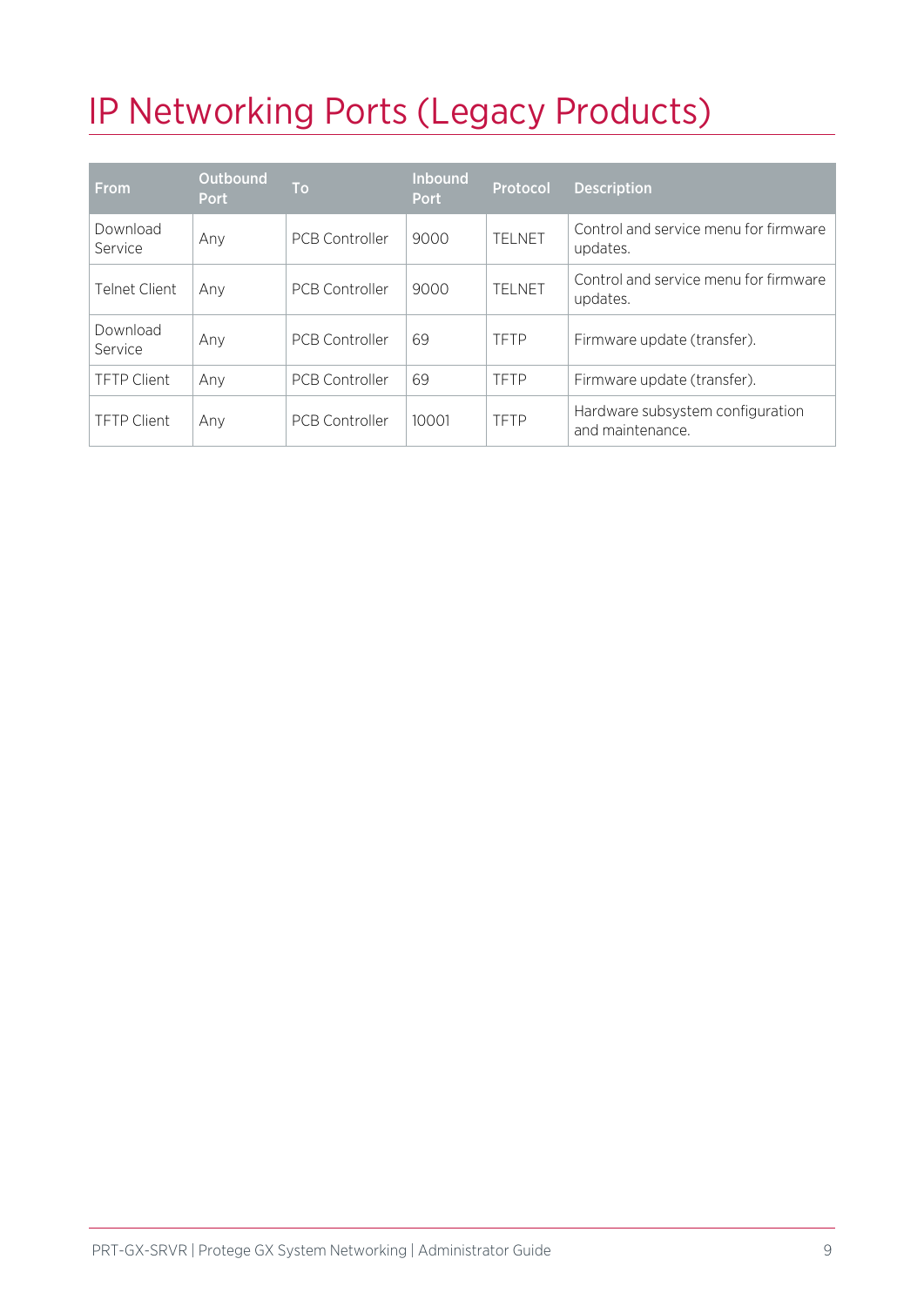# IP Networking Ports (Legacy Products)

| From | Outbound Port | To | Inbound Port | Protocol | Description |
|---|---|---|---|---|---|
| Download Service | Any | PCB Controller | 9000 | TELNET | Control and service menu for firmware updates. |
| Telnet Client | Any | PCB Controller | 9000 | TELNET | Control and service menu for firmware updates. |
| Download Service | Any | PCB Controller | 69 | TFTP | Firmware update (transfer). |
| TFTP Client | Any | PCB Controller | 69 | TFTP | Firmware update (transfer). |
| TFTP Client | Any | PCB Controller | 10001 | TFTP | Hardware subsystem configuration and maintenance. |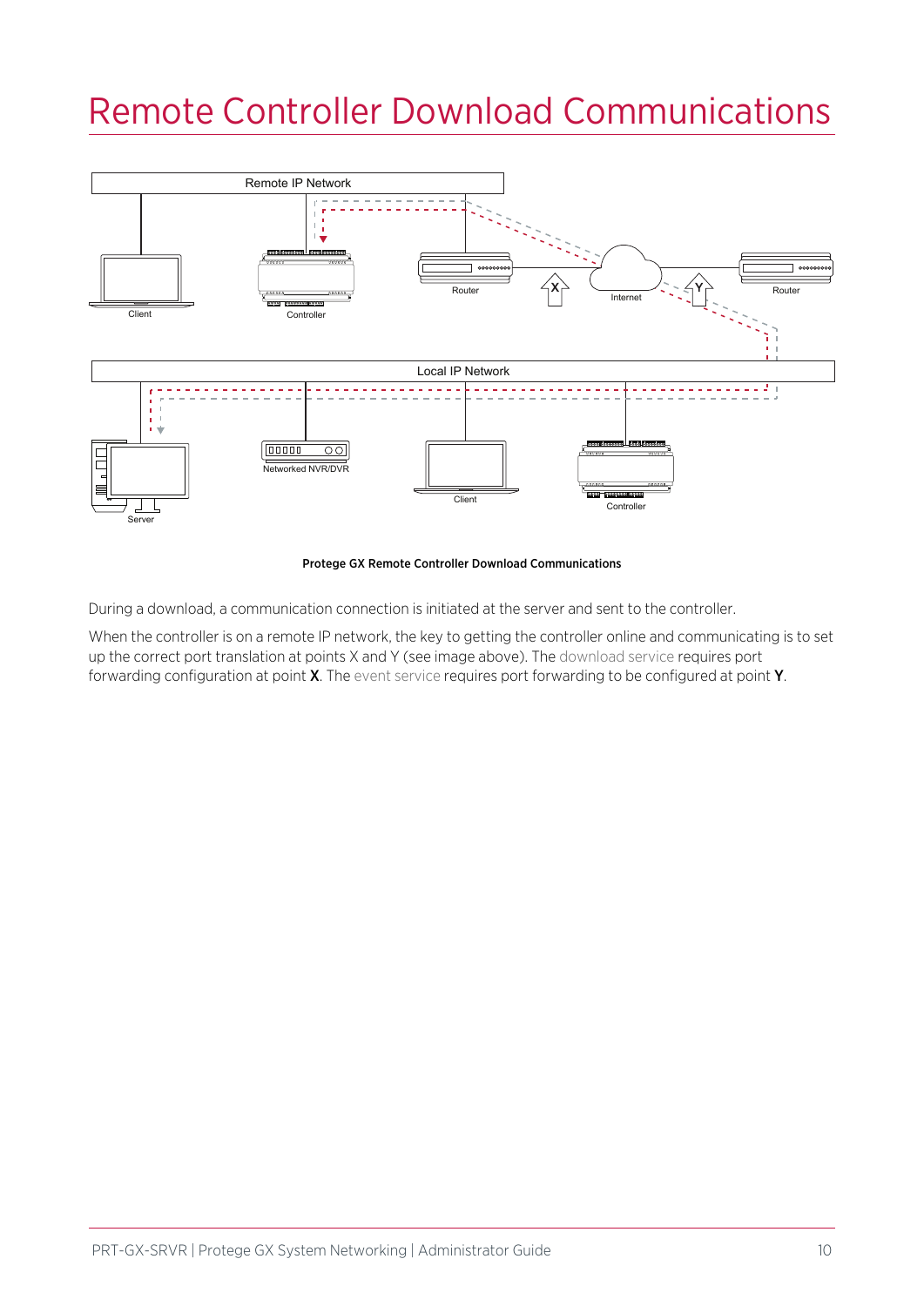# Remote Controller Download Communications

Protege GX Remote Controller Download Communications

During a download, a communication connection is initiated at the server and sent to the controller.

When the controller is on a remote IP network, the key to getting the controller online and communicating is to set up the correct port translation at points X and Y (see image above). The download service requires port forwarding configuration at point **X**. The event service requires port forwarding to be configured at point **Y**.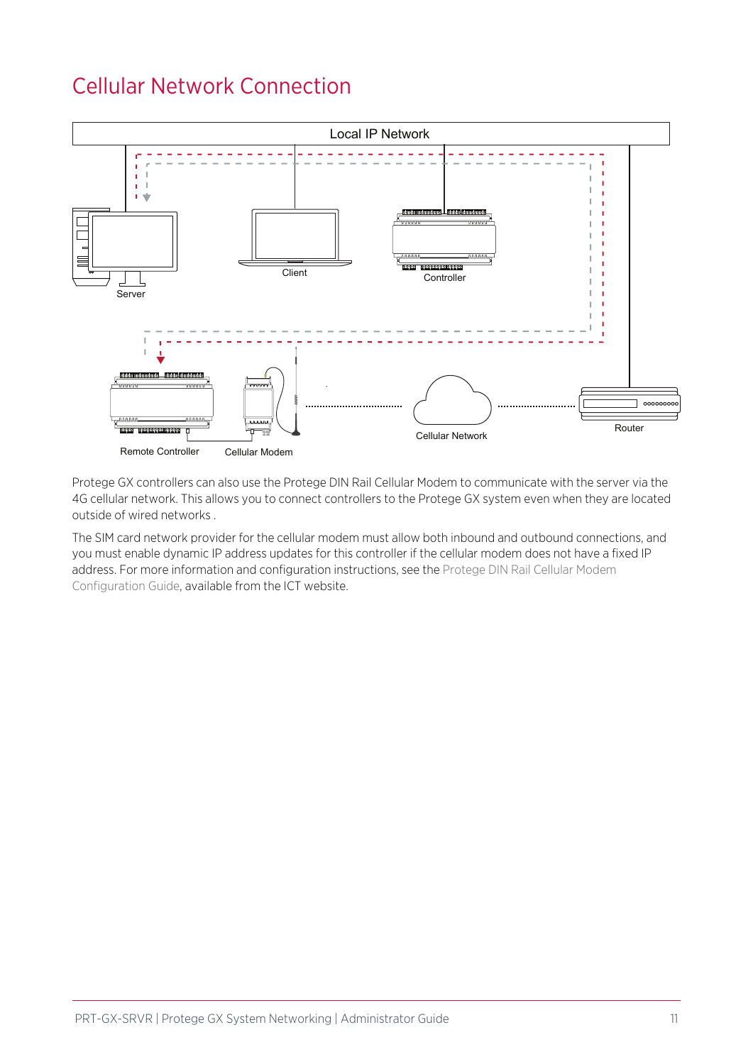# Cellular Network Connection

Local IP Network

Server

Client

Controller

Remote Controller

Cellular Modem

Cellular Network

Router

Protege GX controllers can also use the Protege DIN Rail Cellular Modem to communicate with the server via the 4G cellular network. This allows you to connect controllers to the Protege GX system even when they are located outside of wired networks .

The SIM card network provider for the cellular modem must allow both inbound and outbound connections, and you must enable dynamic IP address updates for this controller if the cellular modem does not have a fixed IP address. For more information and configuration instructions, see the Protege DIN Rail Cellular Modem Configuration Guide, available from the ICT website.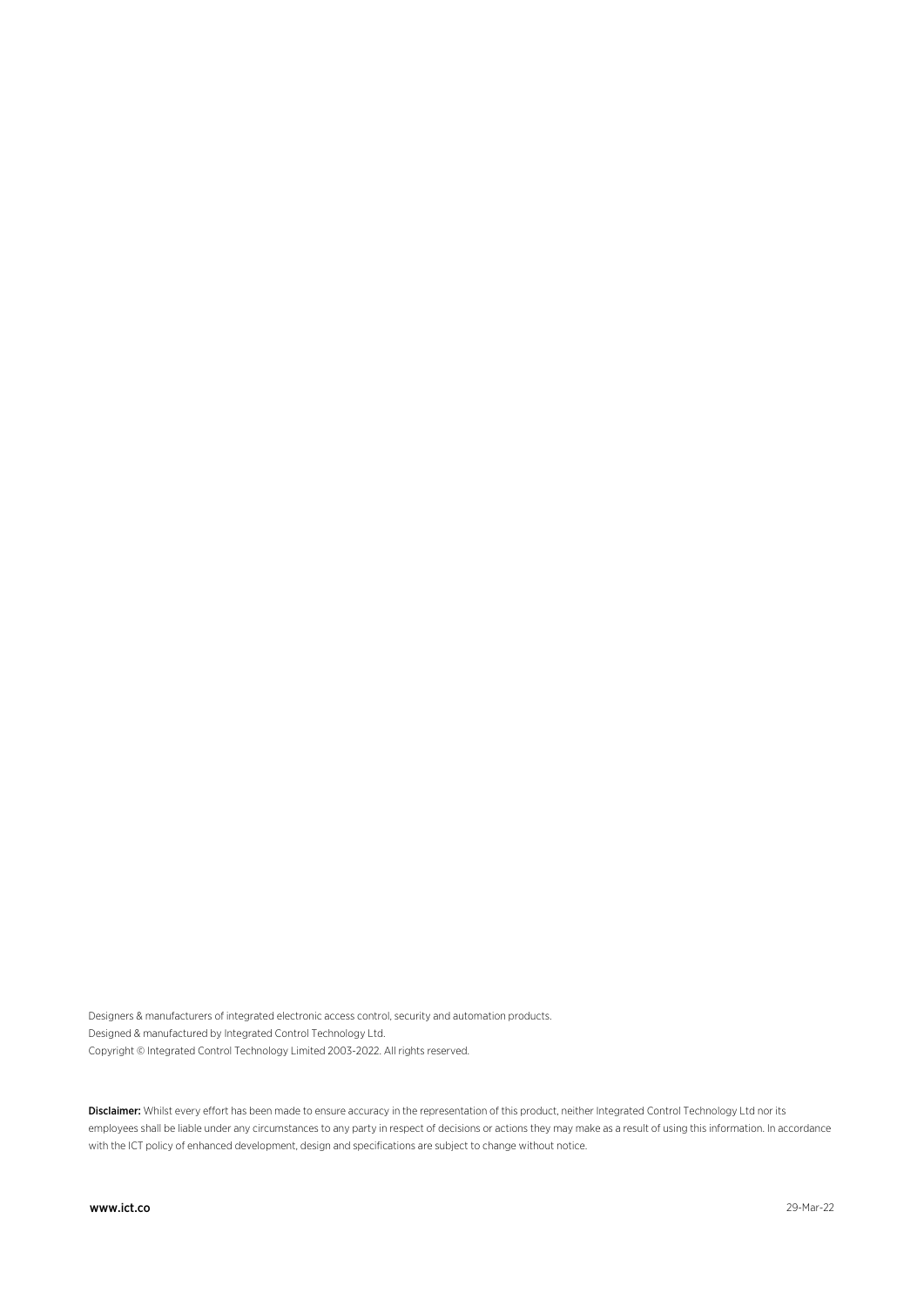Designers & manufacturers of integrated electronic access control, security and automation products.
Designed & manufactured by Integrated Control Technology Ltd.
Copyright © Integrated Control Technology Limited 2003-2022. All rights reserved.

**Disclaimer:** Whilst every effort has been made to ensure accuracy in the representation of this product, neither Integrated Control Technology Ltd nor its employees shall be liable under any circumstances to any party in respect of decisions or actions they may make as a result of using this information. In accordance with the ICT policy of enhanced development, design and specifications are subject to change without notice.

**www.ict.co**

29-Mar-22